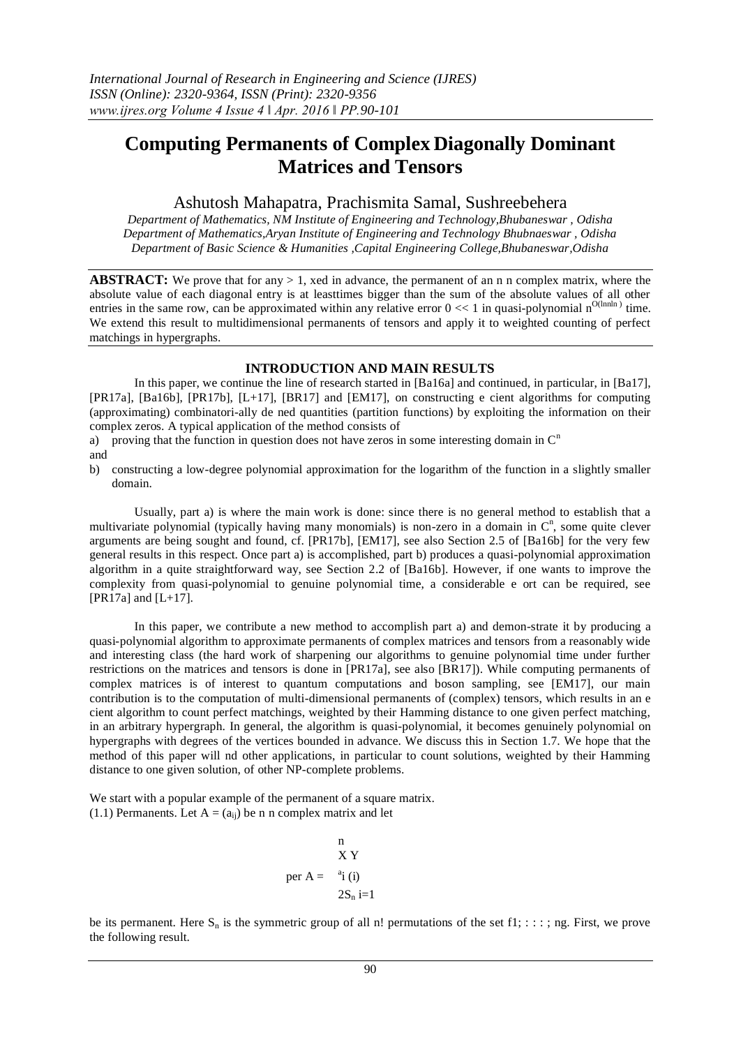# Computing Permanents of Complex Diagonally Dominant Matrices and Tensors

Ashutosh Mahapatra, Prachismita Samal, Sushreebehera

*Department of Mathematics, NM Institute of Engineering and Technology,Bhubaneswar , Odisha*
*Department of Mathematics,Aryan Institute of Engineering and Technology Bhubnaeswar , Odisha*
*Department of Basic Science & Humanities ,Capital Engineering College,Bhubaneswar,Odisha*

**ABSTRACT:** We prove that for any > 1, xed in advance, the permanent of an n n complex matrix, where the absolute value of each diagonal entry is at leasttimes bigger than the sum of the absolute values of all other entries in the same row, can be approximated within any relative error 0 << 1 in quasi-polynomial $n^{O(\ln n \ln)}$ time. We extend this result to multidimensional permanents of tensors and apply it to weighted counting of perfect matchings in hypergraphs.

## INTRODUCTION AND MAIN RESULTS

In this paper, we continue the line of research started in [Ba16a] and continued, in particular, in [Ba17], [PR17a], [Ba16b], [PR17b], [L+17], [BR17] and [EM17], on constructing e cient algorithms for computing (approximating) combinatori-ally de ned quantities (partition functions) by exploiting the information on their complex zeros. A typical application of the method consists of

a) proving that the function in question does not have zeros in some interesting domain in $C^n$

and

b) constructing a low-degree polynomial approximation for the logarithm of the function in a slightly smaller domain.

Usually, part a) is where the main work is done: since there is no general method to establish that a multivariate polynomial (typically having many monomials) is non-zero in a domain in $C^n$, some quite clever arguments are being sought and found, cf. [PR17b], [EM17], see also Section 2.5 of [Ba16b] for the very few general results in this respect. Once part a) is accomplished, part b) produces a quasi-polynomial approximation algorithm in a quite straightforward way, see Section 2.2 of [Ba16b]. However, if one wants to improve the complexity from quasi-polynomial to genuine polynomial time, a considerable e ort can be required, see [PR17a] and [L+17].

In this paper, we contribute a new method to accomplish part a) and demon-strate it by producing a quasi-polynomial algorithm to approximate permanents of complex matrices and tensors from a reasonably wide and interesting class (the hard work of sharpening our algorithms to genuine polynomial time under further restrictions on the matrices and tensors is done in [PR17a], see also [BR17]). While computing permanents of complex matrices is of interest to quantum computations and boson sampling, see [EM17], our main contribution is to the computation of multi-dimensional permanents of (complex) tensors, which results in an e cient algorithm to count perfect matchings, weighted by their Hamming distance to one given perfect matching, in an arbitrary hypergraph. In general, the algorithm is quasi-polynomial, it becomes genuinely polynomial on hypergraphs with degrees of the vertices bounded in advance. We discuss this in Section 1.7. We hope that the method of this paper will nd other applications, in particular to count solutions, weighted by their Hamming distance to one given solution, of other NP-complete problems.

We start with a popular example of the permanent of a square matrix.

(1.1) Permanents. Let $A = (a_{ij})$ be n n complex matrix and let

$$\text{per } A = \sum_{\sigma \in S_n} \prod_{i=1}^{n} a_{i\sigma(i)}$$

be its permanent. Here $S_n$ is the symmetric group of all n! permutations of the set f1; : : : ; ng. First, we prove the following result.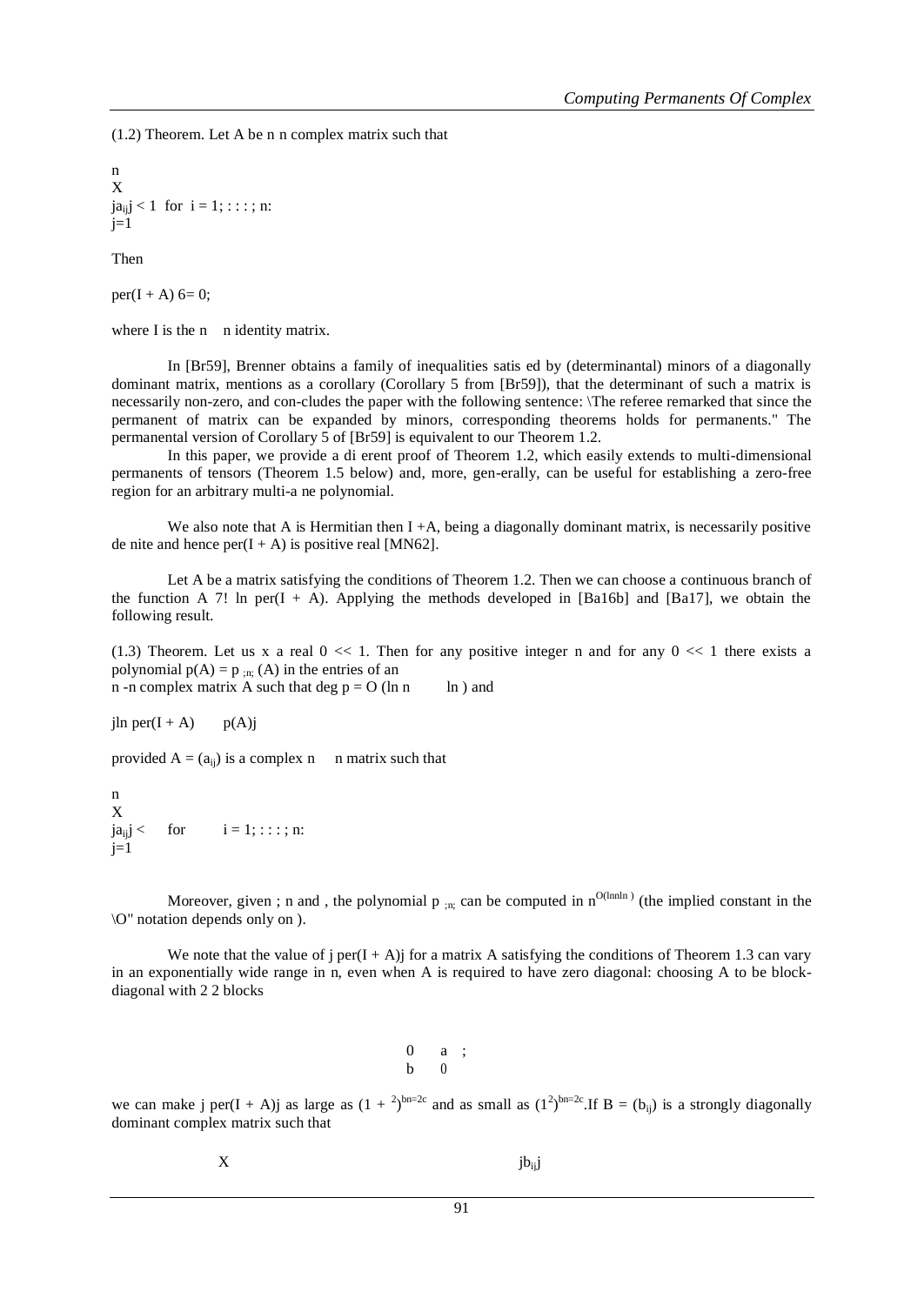(1.2) Theorem. Let A be n n complex matrix such that

$$\sum_{j=1}^{n} |a_{ij}| < 1 \quad \text{for} \quad i = 1, \ldots, n.$$

Then

$$\operatorname{per}(I + A) \neq 0,$$

where I is the n n identity matrix.

In [Br59], Brenner obtains a family of inequalities satisfied by (determinantal) minors of a diagonally dominant matrix, mentions as a corollary (Corollary 5 from [Br59]), that the determinant of such a matrix is necessarily non-zero, and con-cludes the paper with the following sentence: "The referee remarked that since the permanent of matrix can be expanded by minors, corresponding theorems holds for permanents." The permanental version of Corollary 5 of [Br59] is equivalent to our Theorem 1.2.

In this paper, we provide a different proof of Theorem 1.2, which easily extends to multi-dimensional permanents of tensors (Theorem 1.5 below) and, more, gen-erally, can be useful for establishing a zero-free region for an arbitrary multi-affine polynomial.

We also note that A is Hermitian then I +A, being a diagonally dominant matrix, is necessarily positive definite and hence per(I + A) is positive real [MN62].

Let A be a matrix satisfying the conditions of Theorem 1.2. Then we can choose a continuous branch of the function $A \mapsto \ln \operatorname{per}(I + A)$. Applying the methods developed in [Ba16b] and [Ba17], we obtain the following result.

(1.3) Theorem. Let us fix a real $0 < \eta < 1$. Then for any positive integer n and for any $0 < \epsilon < 1$ there exists a polynomial $p(A) = p_{\eta, n, \epsilon}(A)$ in the entries of an n -n complex matrix A such that $\deg p = O(\ln n - \ln \epsilon)$ and

$$|\ln \operatorname{per}(I + A) - p(A)| \leq \epsilon$$

provided $A = (a_{ij})$ is a complex n n matrix such that

$$\sum_{j=1}^{n} |a_{ij}| < \eta \quad \text{for} \quad i = 1, \ldots, n.$$

Moreover, given $\eta$, n and $\epsilon$, the polynomial $p_{\eta, n, \epsilon}$ can be computed in $n^{O(\ln n - \ln \epsilon)}$ (the implied constant in the "O" notation depends only on $\eta$).

We note that the value of $|\operatorname{per}(I + A)|$ for a matrix A satisfying the conditions of Theorem 1.3 can vary in an exponentially wide range in n, even when A is required to have zero diagonal: choosing A to be block-diagonal with 2 2 blocks

$$\begin{pmatrix} 0 & a \\ b & 0 \end{pmatrix},$$

we can make $|\operatorname{per}(I + A)|$ as large as $(1 + \eta^2)^{\lfloor n/2 \rfloor}$ and as small as $(1 - \eta^2)^{\lfloor n/2 \rfloor}$. If $B = (b_{ij})$ is a strongly diagonally dominant complex matrix such that

$$\sum \qquad\qquad |b_{ij}|$$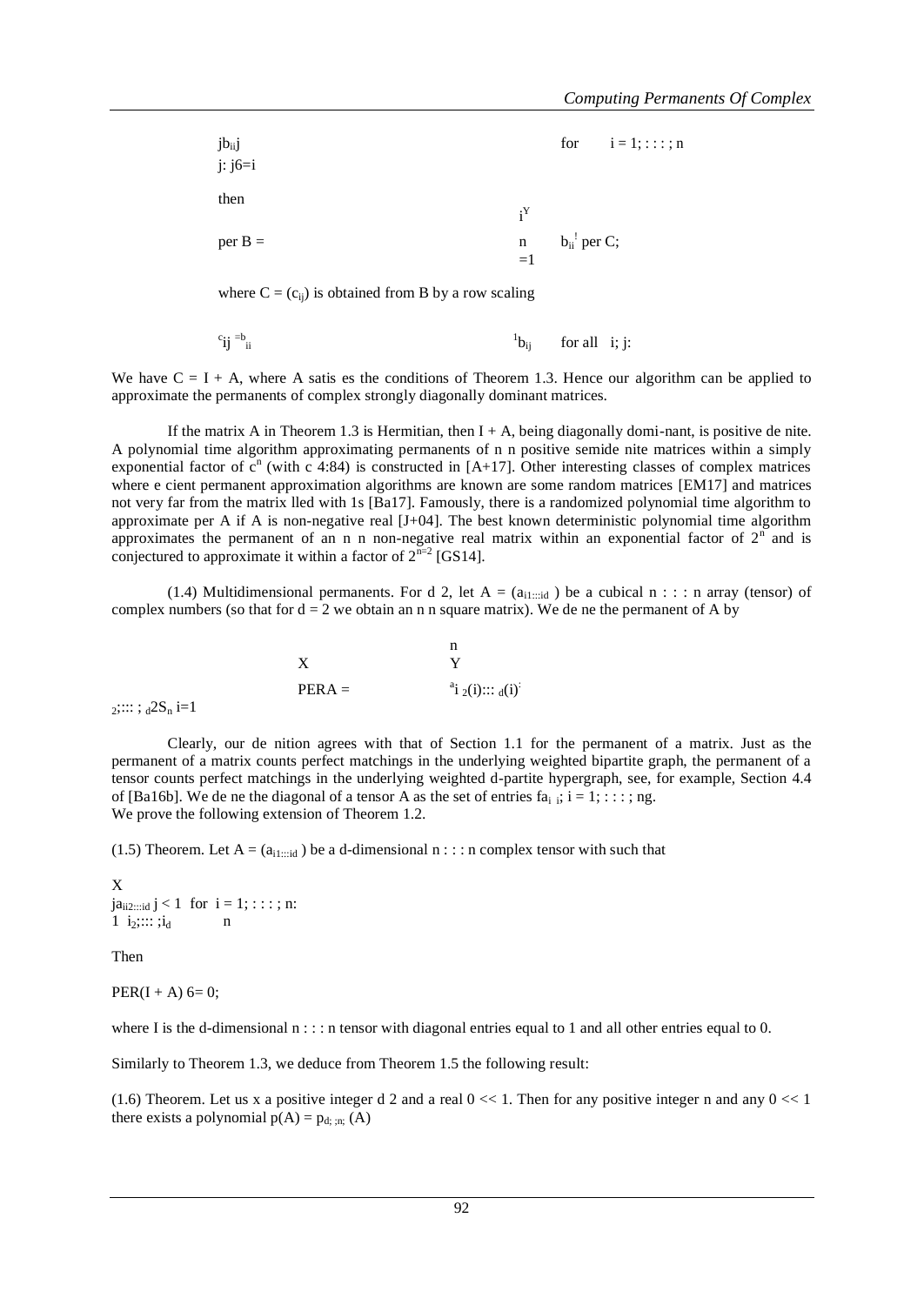$$|b_{ii}| > \sum_{j: j\neq i} |b_{ij}| \quad \text{for} \quad i = 1, \ldots, n$$

then

$$\text{per } B = \left(\prod_{i=1}^{n} b_{ii}\right) \text{per } C,$$

where $C = (c_{ij})$ is obtained from $B$ by a row scaling

$$c_{ij} = b_{ii}^{-1} b_{ij} \quad \text{for all} \quad i, j.$$

We have $C = I + A$, where $A$ satisfies the conditions of Theorem 1.3. Hence our algorithm can be applied to approximate the permanents of complex strongly diagonally dominant matrices.

If the matrix $A$ in Theorem 1.3 is Hermitian, then $I + A$, being diagonally domi-nant, is positive definite. A polynomial time algorithm approximating permanents of $n \times n$ positive semidefinite matrices within a simply exponential factor of $c^n$ (with $c \approx 4.84$) is constructed in [A+17]. Other interesting classes of complex matrices where efficient permanent approximation algorithms are known are some random matrices [EM17] and matrices not very far from the matrix filled with 1s [Ba17]. Famously, there is a randomized polynomial time algorithm to approximate per $A$ if $A$ is non-negative real [J+04]. The best known deterministic polynomial time algorithm approximates the permanent of an $n \times n$ non-negative real matrix within an exponential factor of $2^n$ and is conjectured to approximate it within a factor of $2^{n/2}$ [GS14].

(1.4) Multidimensional permanents. For $d \geq 2$, let $A = (a_{i_1 \ldots i_d})$ be a cubical $n \times \ldots \times n$ array (tensor) of complex numbers (so that for $d = 2$ we obtain an $n \times n$ square matrix). We define the permanent of $A$ by

$$\text{PER} A = \sum_{\sigma_2, \ldots, \sigma_d \in S_n} \prod_{i=1}^{n} a_{i \sigma_2(i) \ldots \sigma_d(i)}.$$

Clearly, our definition agrees with that of Section 1.1 for the permanent of a matrix. Just as the permanent of a matrix counts perfect matchings in the underlying weighted bipartite graph, the permanent of a tensor counts perfect matchings in the underlying weighted $d$-partite hypergraph, see, for example, Section 4.4 of [Ba16b]. We define the diagonal of a tensor $A$ as the set of entries $\{a_{i \ldots i};\ i = 1, \ldots, n\}$.
We prove the following extension of Theorem 1.2.

(1.5) Theorem. Let $A = (a_{i_1 \ldots i_d})$ be a $d$-dimensional $n \times \ldots \times n$ complex tensor with such that

$$\sum_{1 \leq i_2, \ldots, i_d \leq n} |a_{i i_2 \ldots i_d}| < 1 \quad \text{for} \quad i = 1, \ldots, n.$$

Then

$$\text{PER}(I + A) \neq 0,$$

where $I$ is the $d$-dimensional $n \times \ldots \times n$ tensor with diagonal entries equal to 1 and all other entries equal to 0.

Similarly to Theorem 1.3, we deduce from Theorem 1.5 the following result:

(1.6) Theorem. Let us fix a positive integer $d \geq 2$ and a real $0 < \delta < 1$. Then for any positive integer $n$ and any $0 < \epsilon < 1$ there exists a polynomial $p(A) = p_{d,\delta,n,\epsilon}(A)$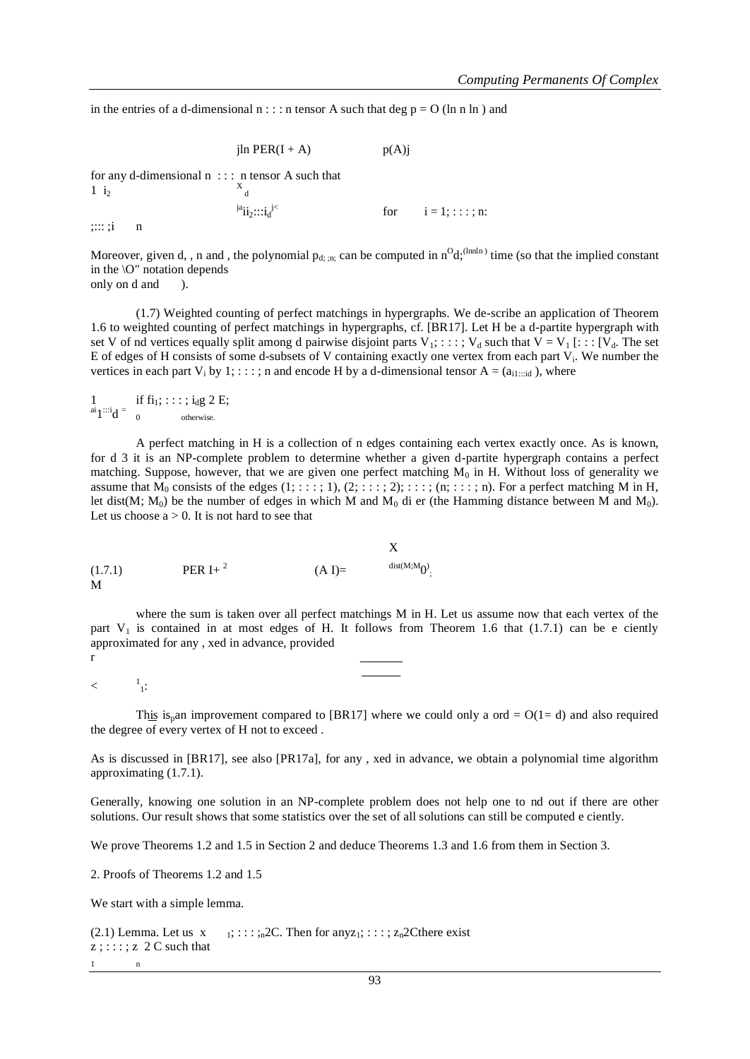in the entries of a d-dimensional $n \times \ldots \times n$ tensor A such that $\deg p = O(\ln n - \ln \epsilon)$ and

$$\left| \ln \mathrm{PER}(I + A) - p(A) \right| \leq \epsilon$$

for any d-dimensional $n \times \ldots \times n$ tensor A such that

$$\sum_{1 \leq i_2, \ldots, i_d \leq n} |a_{i i_2 \ldots i_d}| < \gamma \quad \text{for} \quad i = 1, \ldots, n.$$

Moreover, given d, $\epsilon$, n and $\gamma$, the polynomial $p_{d,\epsilon,n,\gamma}$ can be computed in $n^{O_{d,\gamma}(\ln n - \ln \epsilon)}$ time (so that the implied constant in the "O" notation depends only on d and $\gamma$).

(1.7) Weighted counting of perfect matchings in hypergraphs. We de-scribe an application of Theorem 1.6 to weighted counting of perfect matchings in hypergraphs, cf. [BR17]. Let H be a d-partite hypergraph with set V of nd vertices equally split among d pairwise disjoint parts $V_1, \ldots, V_d$ such that $V = V_1 \cup \ldots \cup V_d$. The set E of edges of H consists of some d-subsets of V containing exactly one vertex from each part $V_i$. We number the vertices in each part $V_i$ by $1, \ldots, n$ and encode H by a d-dimensional tensor $A = (a_{i_1 \ldots i_d})$, where

$$a_{i_1 \ldots i_d} = \begin{cases} 1 & \text{if } \{i_1, \ldots, i_d\} \in E, \\ 0 & \text{otherwise.} \end{cases}$$

A perfect matching in H is a collection of n edges containing each vertex exactly once. As is known, for $d \geq 3$ it is an NP-complete problem to determine whether a given d-partite hypergraph contains a perfect matching. Suppose, however, that we are given one perfect matching $M_0$ in H. Without loss of generality we assume that $M_0$ consists of the edges $(1, \ldots, 1), (2, \ldots, 2), \ldots, (n, \ldots, n)$. For a perfect matching M in H, let $\mathrm{dist}(M, M_0)$ be the number of edges in which M and $M_0$ differ (the Hamming distance between M and $M_0$). Let us choose $a > 0$. It is not hard to see that

$$(1.7.1) \qquad \mathrm{PER}\left(I + \alpha^2 (A - I)\right) = \sum_{M} \alpha^{\mathrm{dist}(M, M_0)},$$

where the sum is taken over all perfect matchings M in H. Let us assume now that each vertex of the part $V_1$ is contained in at most $\Delta$ edges of H. It follows from Theorem 1.6 that (1.7.1) can be efficiently approximated for any $\Delta$, fixed in advance, provided

$$\alpha < \sqrt{\frac{\gamma}{\Delta - 1}}.$$

This is an improvement compared to [BR17] where we could only afford $\alpha = O(1/\Delta\sqrt{d})$ and also required the degree of every vertex of H not to exceed $\Delta$.

As is discussed in [BR17], see also [PR17a], for any $\Delta$, fixed in advance, we obtain a polynomial time algorithm approximating (1.7.1).

Generally, knowing one solution in an NP-complete problem does not help one to find out if there are other solutions. Our result shows that some statistics over the set of all solutions can still be computed efficiently.

We prove Theorems 1.2 and 1.5 in Section 2 and deduce Theorems 1.3 and 1.6 from them in Section 3.

## 2. Proofs of Theorems 1.2 and 1.5

We start with a simple lemma.

(2.1) Lemma. Let us $x_1, \ldots, x_n \in \mathbb{C}$. Then for any $z_1, \ldots, z_n \in \mathbb{C}$ there exist $z_1, \ldots, z_n \in \mathbb{C}$ such that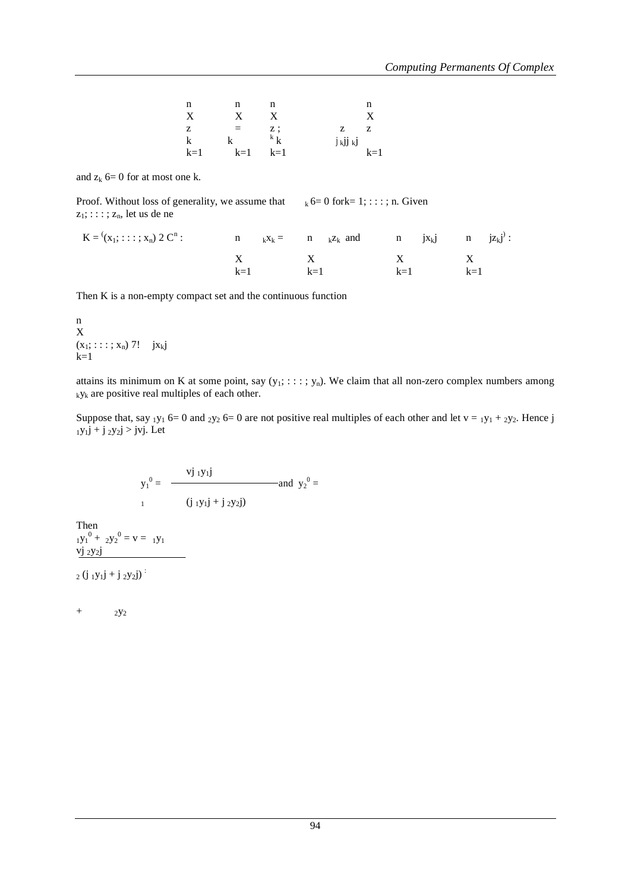$$\sum_{k=1}^n \lambda_k z'_k = \sum_{k=1}^n \lambda_k z_k; \quad \sum_{k=1}^n |z'_k| \le \sum_{k=1}^n |z_k|$$

and $z'_k \neq 0$ for at most one $k$.

*Proof.* Without loss of generality, we assume that $\lambda_k \neq 0$ for $k = 1, \ldots, n$. Given $z_1, \ldots, z_n$, let us define

$$K = \left\{(x_1, \ldots, x_n) \in \mathbb{C}^n : \sum_{k=1}^n \lambda_k x_k = \sum_{k=1}^n \lambda_k z_k \text{ and } \sum_{k=1}^n |x_k| \le \sum_{k=1}^n |z_k|\right\}.$$

Then $K$ is a non-empty compact set and the continuous function

$$(x_1, \ldots, x_n) \longmapsto \sum_{k=1}^n |x_k|$$

attains its minimum on $K$ at some point, say $(y_1, \ldots, y_n)$. We claim that all non-zero complex numbers among $\lambda_k y_k$ are positive real multiples of each other.

Suppose that, say $\lambda_1 y_1 \neq 0$ and $\lambda_2 y_2 \neq 0$ are not positive real multiples of each other and let $v = \lambda_1 y_1 + \lambda_2 y_2$. Hence $|\lambda_1 y_1| + |\lambda_2 y_2| > |v|$. Let

$$y'_1 = \frac{v|\lambda_1 y_1|}{\lambda_1 (|\lambda_1 y_1| + |\lambda_2 y_2|)} \quad \text{and} \quad y'_2 = \frac{v|\lambda_2 y_2|}{\lambda_2 (|\lambda_1 y_1| + |\lambda_2 y_2|)}.$$

Then

$$\lambda_1 y'_1 + \lambda_2 y'_2 = v = \lambda_1 y_1 + \lambda_2 y_2$$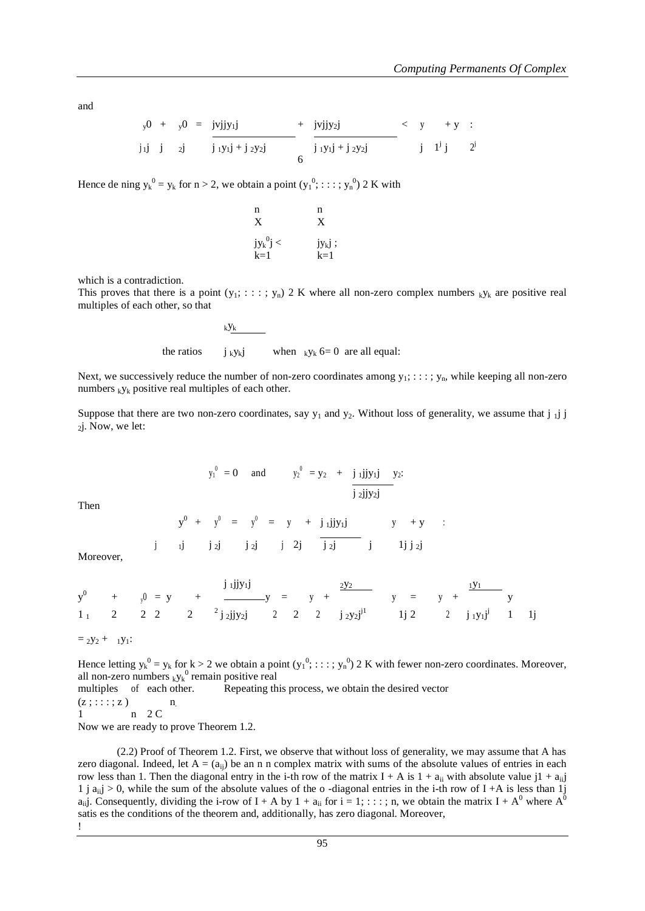and

$$|y'_{1}| + |y'_{2}| = \frac{|v||y_1|}{|\alpha_1 y_1| + |\alpha_2 y_2|} + \frac{|v||y_2|}{|\alpha_1 y_1| + |\alpha_2 y_2|} < |y_1| + |y_2|.$$

Hence defining $y_k' = y_k$ for $n > 2$, we obtain a point $(y_1', \ldots, y_n') \in K$ with

$$\sum_{k=1}^{n} |y_k'| < \sum_{k=1}^{n} |y_k|,$$

which is a contradiction.

This proves that there is a point $(y_1, \ldots, y_n) \in K$ where all non-zero complex numbers $\alpha_k y_k$ are positive real multiples of each other, so that

$$\text{the ratios} \quad \frac{\alpha_k y_k}{|\alpha_k y_k|} \quad \text{when} \quad \alpha_k y_k \neq 0 \quad \text{are all equal.}$$

Next, we successively reduce the number of non-zero coordinates among $y_1, \ldots, y_n$, while keeping all non-zero numbers $\alpha_k y_k$ positive real multiples of each other.

Suppose that there are two non-zero coordinates, say $y_1$ and $y_2$. Without loss of generality, we assume that $|\alpha_1| \leq |\alpha_2|$. Now, we let:

$$y_1' = 0 \quad \text{and} \quad y_2' = y_2 + \frac{|\alpha_1||y_1|}{|\alpha_2||y_2|} y_2.$$

Then

$$|y_1'| + |y_2'| = |y_2'| = |y_2| + \frac{|\alpha_1||y_1|}{|\alpha_2|} \leq |y_1| + |y_2|.$$

Moreover,

$$\alpha_1 y_1' + \alpha_2 y_2' = \alpha_2 y_2 + \frac{|\alpha_1||y_1|}{|\alpha_2||y_2|} \alpha_2 y_2 = \alpha_2 y_2 + \frac{\alpha_2 y_2}{|\alpha_2 y_2|} |\alpha_1 y_1| = \alpha_2 y_2 + \frac{\alpha_1 y_1}{|\alpha_1 y_1|} |\alpha_1 y_1| = \alpha_2 y_2 + \alpha_1 y_1.$$

Hence letting $y_k' = y_k$ for $k > 2$ we obtain a point $(y_1', \ldots, y_n') \in K$ with fewer non-zero coordinates. Moreover, all non-zero numbers $\alpha_k y_k'$ remain positive real multiples of each other. Repeating this process, we obtain the desired vector $(z_1, \ldots, z_n) \in \mathbb{C}^n$.

Now we are ready to prove Theorem 1.2.

(2.2) Proof of Theorem 1.2. First, we observe that without loss of generality, we may assume that $A$ has zero diagonal. Indeed, let $A = (a_{ij})$ be an $n \times n$ complex matrix with sums of the absolute values of entries in each row less than 1. Then the diagonal entry in the $i$-th row of the matrix $I + A$ is $1 + a_{ii}$ with absolute value $|1 + a_{ii}| \geq 1 - |a_{ii}| > 0$, while the sum of the absolute values of the off-diagonal entries in the $i$-th row of $I + A$ is less than $1 - |a_{ii}|$. Consequently, dividing the $i$-row of $I + A$ by $1 + a_{ii}$ for $i = 1, \ldots, n$, we obtain the matrix $I + A'$ where $A'$ satisfies the conditions of the theorem and, additionally, has zero diagonal. Moreover,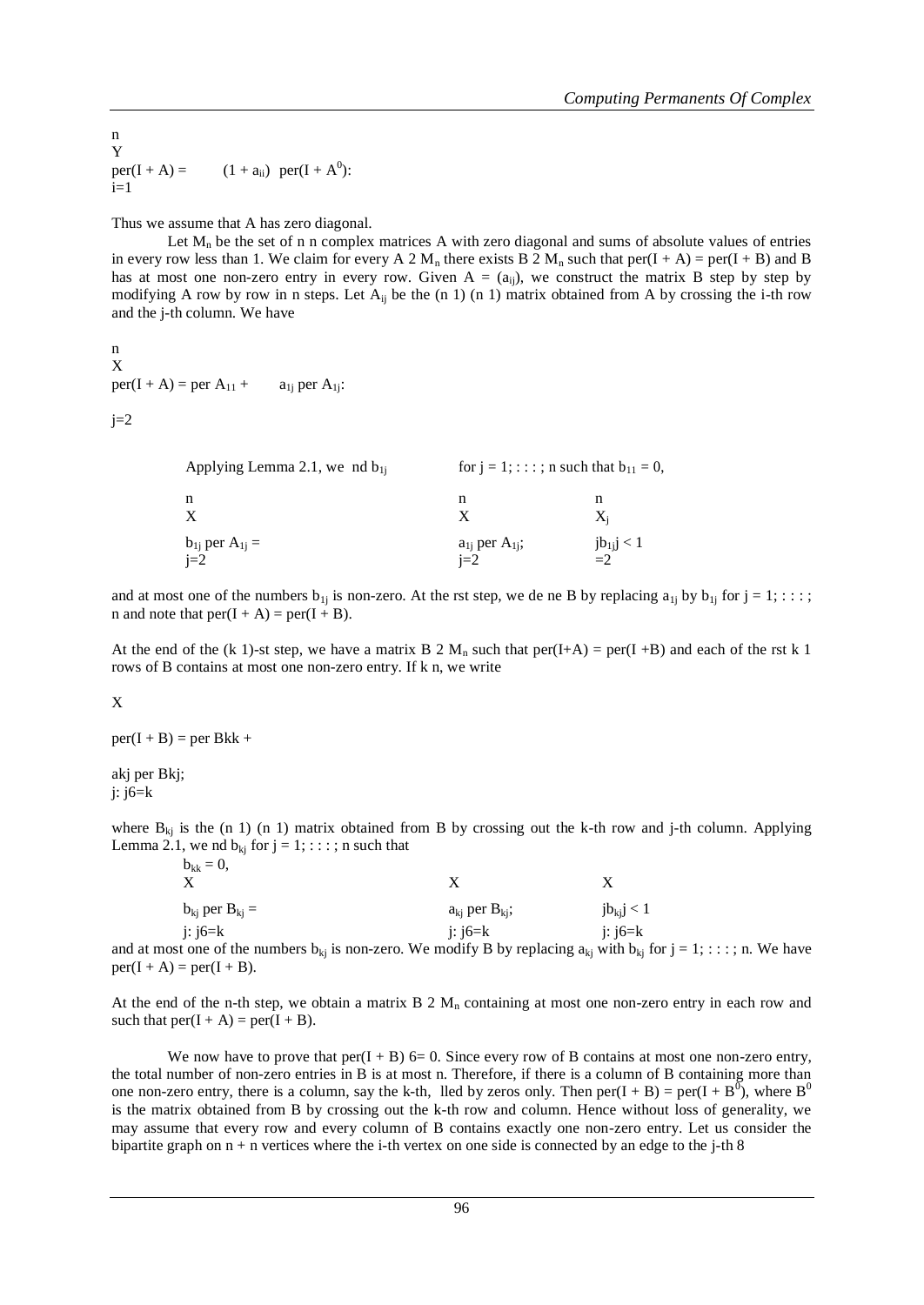$$\mathrm{per}(I + A) = \prod_{i=1}^{n} (1 + a_{ii}) \; \mathrm{per}(I + A^0):$$

Thus we assume that A has zero diagonal.

Let $M_n$ be the set of $n \times n$ complex matrices A with zero diagonal and sums of absolute values of entries in every row less than 1. We claim for every $A \in M_n$ there exists $B \in M_n$ such that $\mathrm{per}(I + A) = \mathrm{per}(I + B)$ and B has at most one non-zero entry in every row. Given $A = (a_{ij})$, we construct the matrix B step by step by modifying A row by row in n steps. Let $A_{ij}$ be the $(n-1) \times (n-1)$ matrix obtained from A by crossing the i-th row and the j-th column. We have

$$\mathrm{per}(I + A) = \mathrm{per}\, A_{11} + \sum_{j=2}^{n} a_{1j} \,\mathrm{per}\, A_{1j}:$$

Applying Lemma 2.1, we find $b_{1j}$ for $j = 1; \ldots ; n$ such that $b_{11} = 0$,

$$\sum_{j=2}^{n} b_{1j} \,\mathrm{per}\, A_{1j} = \sum_{j=2}^{n} a_{1j} \,\mathrm{per}\, A_{1j}; \qquad \sum_{j=2}^{n} |b_{1j}| < 1$$

and at most one of the numbers $b_{1j}$ is non-zero. At the first step, we define B by replacing $a_{1j}$ by $b_{1j}$ for $j = 1; \ldots ; n$ and note that $\mathrm{per}(I + A) = \mathrm{per}(I + B)$.

At the end of the $(k-1)$-st step, we have a matrix $B \in M_n$ such that $\mathrm{per}(I+A) = \mathrm{per}(I+B)$ and each of the first $k-1$ rows of B contains at most one non-zero entry. If $k \le n$, we write

$$\mathrm{per}(I + B) = \mathrm{per}\, B_{kk} + \sum_{j:\, j \neq k} a_{kj} \,\mathrm{per}\, B_{kj};$$

where $B_{kj}$ is the $(n-1) \times (n-1)$ matrix obtained from B by crossing out the k-th row and j-th column. Applying Lemma 2.1, we find $b_{kj}$ for $j = 1; \ldots ; n$ such that

$$b_{kk} = 0, \qquad \sum_{j:\, j\neq k} b_{kj} \,\mathrm{per}\, B_{kj} = \sum_{j:\, j\neq k} a_{kj} \,\mathrm{per}\, B_{kj}; \qquad \sum_{j:\, j\neq k} |b_{kj}| < 1$$

and at most one of the numbers $b_{kj}$ is non-zero. We modify B by replacing $a_{kj}$ with $b_{kj}$ for $j = 1; \ldots ; n$. We have $\mathrm{per}(I + A) = \mathrm{per}(I + B)$.

At the end of the n-th step, we obtain a matrix $B \in M_n$ containing at most one non-zero entry in each row and such that $\mathrm{per}(I + A) = \mathrm{per}(I + B)$.

We now have to prove that $\mathrm{per}(I + B) \neq 0$. Since every row of B contains at most one non-zero entry, the total number of non-zero entries in B is at most n. Therefore, if there is a column of B containing more than one non-zero entry, there is a column, say the k-th, filled by zeros only. Then $\mathrm{per}(I + B) = \mathrm{per}(I + B^0)$, where $B^0$ is the matrix obtained from B by crossing out the k-th row and column. Hence without loss of generality, we may assume that every row and every column of B contains exactly one non-zero entry. Let us consider the bipartite graph on $n + n$ vertices where the i-th vertex on one side is connected by an edge to the j-th 8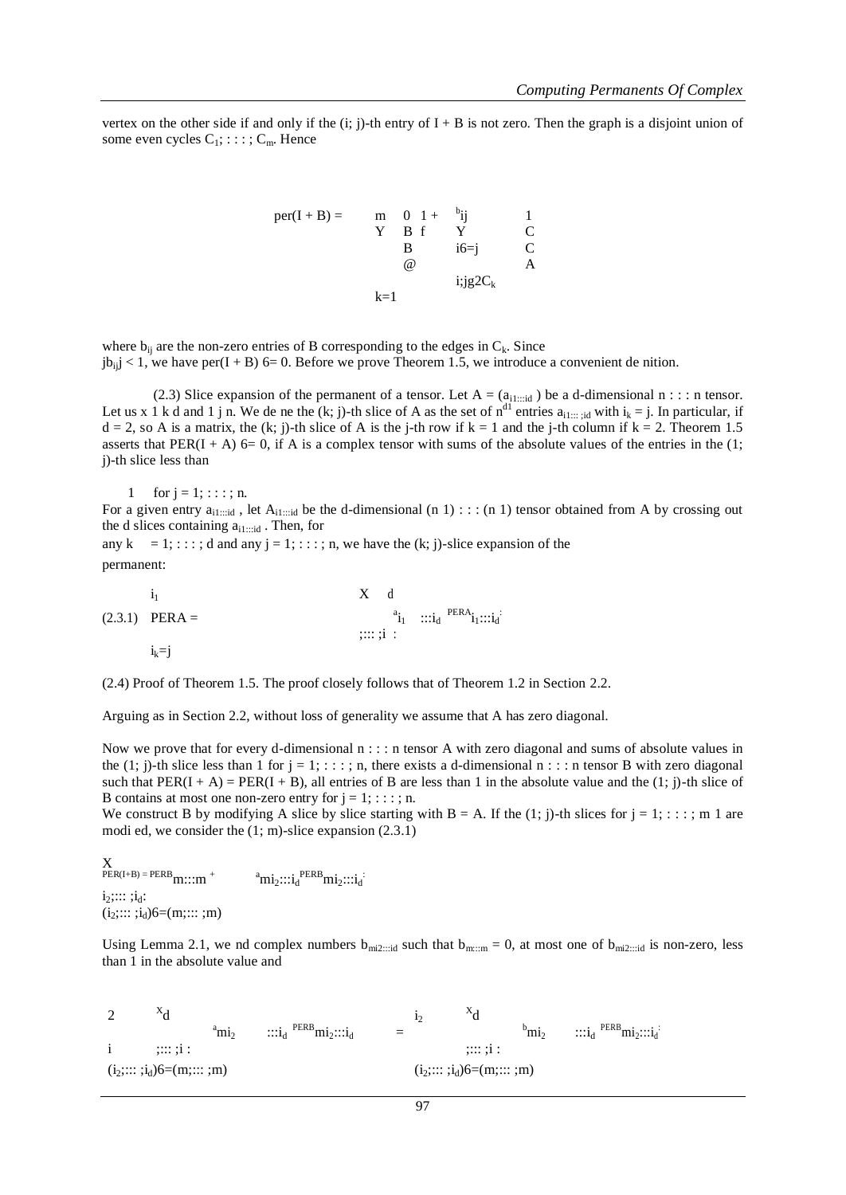vertex on the other side if and only if the $(i; j)$-th entry of $I + B$ is not zero. Then the graph is a disjoint union of some even cycles $C_1; \ldots ; C_m$. Hence

$$\mathrm{per}(I + B) = \prod_{k=1}^{m} \left( 1 + \prod_{\substack{i \neq j \\ \{i,j\} \in C_k}} b_{ij} \right)$$

where $b_{ij}$ are the non-zero entries of B corresponding to the edges in $C_k$. Since $|b_{ij}| < 1$, we have $\mathrm{per}(I + B) \neq 0$. Before we prove Theorem 1.5, we introduce a convenient definition.

(2.3) Slice expansion of the permanent of a tensor. Let $A = (a_{i_1 \ldots i_d})$ be a d-dimensional $n \times \ldots \times n$ tensor. Let us fix $1 \leq k \leq d$ and $1 \leq j \leq n$. We define the $(k; j)$-th slice of A as the set of $n^{d-1}$ entries $a_{i_1 \ldots ; i_d}$ with $i_k = j$. In particular, if $d = 2$, so A is a matrix, the $(k; j)$-th slice of A is the j-th row if $k = 1$ and the j-th column if $k = 2$. Theorem 1.5 asserts that $\mathrm{PER}(I + A) \neq 0$, if A is a complex tensor with sums of the absolute values of the entries in the $(1; j)$-th slice less than

$1$ for $j = 1; \ldots ; n$.

For a given entry $a_{i_1 \ldots i_d}$, let $A_{i_1 \ldots i_d}$ be the d-dimensional $(n-1) \times \ldots \times (n-1)$ tensor obtained from A by crossing out the d slices containing $a_{i_1 \ldots i_d}$. Then, for any $k = 1; \ldots ; d$ and any $j = 1; \ldots ; n$, we have the $(k; j)$-slice expansion of the permanent:

$$\text{(2.3.1)} \quad \mathrm{PER}\,A = \sum_{\substack{i_1 ; \ldots ; i_d : \\ i_k = j}} a_{i_1 \ldots i_d} \, \mathrm{PER}\,A_{i_1 \ldots i_d}.$$

(2.4) Proof of Theorem 1.5. The proof closely follows that of Theorem 1.2 in Section 2.2.

Arguing as in Section 2.2, without loss of generality we assume that A has zero diagonal.

Now we prove that for every d-dimensional $n \times \ldots \times n$ tensor A with zero diagonal and sums of absolute values in the $(1; j)$-th slice less than 1 for $j = 1; \ldots ; n$, there exists a d-dimensional $n \times \ldots \times n$ tensor B with zero diagonal such that $\mathrm{PER}(I + A) = \mathrm{PER}(I + B)$, all entries of B are less than 1 in the absolute value and the $(1; j)$-th slice of B contains at most one non-zero entry for $j = 1; \ldots ; n$.

We construct B by modifying A slice by slice starting with $B = A$. If the $(1; j)$-th slices for $j = 1; \ldots ; m-1$ are modified, we consider the $(1; m)$-slice expansion (2.3.1)

$$\mathrm{PER}(I+B) = \mathrm{PER}\,B_{m \ldots m} + \sum_{\substack{i_2 ; \ldots ; i_d : \\ (i_2 ; \ldots ; i_d) \neq (m ; \ldots ; m)}} a_{m i_2 \ldots i_d} \mathrm{PER}\,B_{m i_2 \ldots i_d}.$$

Using Lemma 2.1, we find complex numbers $b_{m i_2 \ldots i_d}$ such that $b_{m \ldots m} = 0$, at most one of $b_{m i_2 \ldots i_d}$ is non-zero, less than 1 in the absolute value and

$$\sum_{\substack{i_2 ; \ldots ; i_d : \\ (i_2 ; \ldots ; i_d) \neq (m ; \ldots ; m)}} a_{m i_2 \ldots i_d} \, \mathrm{PER}\,B_{m i_2 \ldots i_d} = \sum_{\substack{i_2 ; \ldots ; i_d : \\ (i_2 ; \ldots ; i_d) \neq (m ; \ldots ; m)}} b_{m i_2 \ldots i_d} \, \mathrm{PER}\,B_{m i_2 \ldots i_d}.$$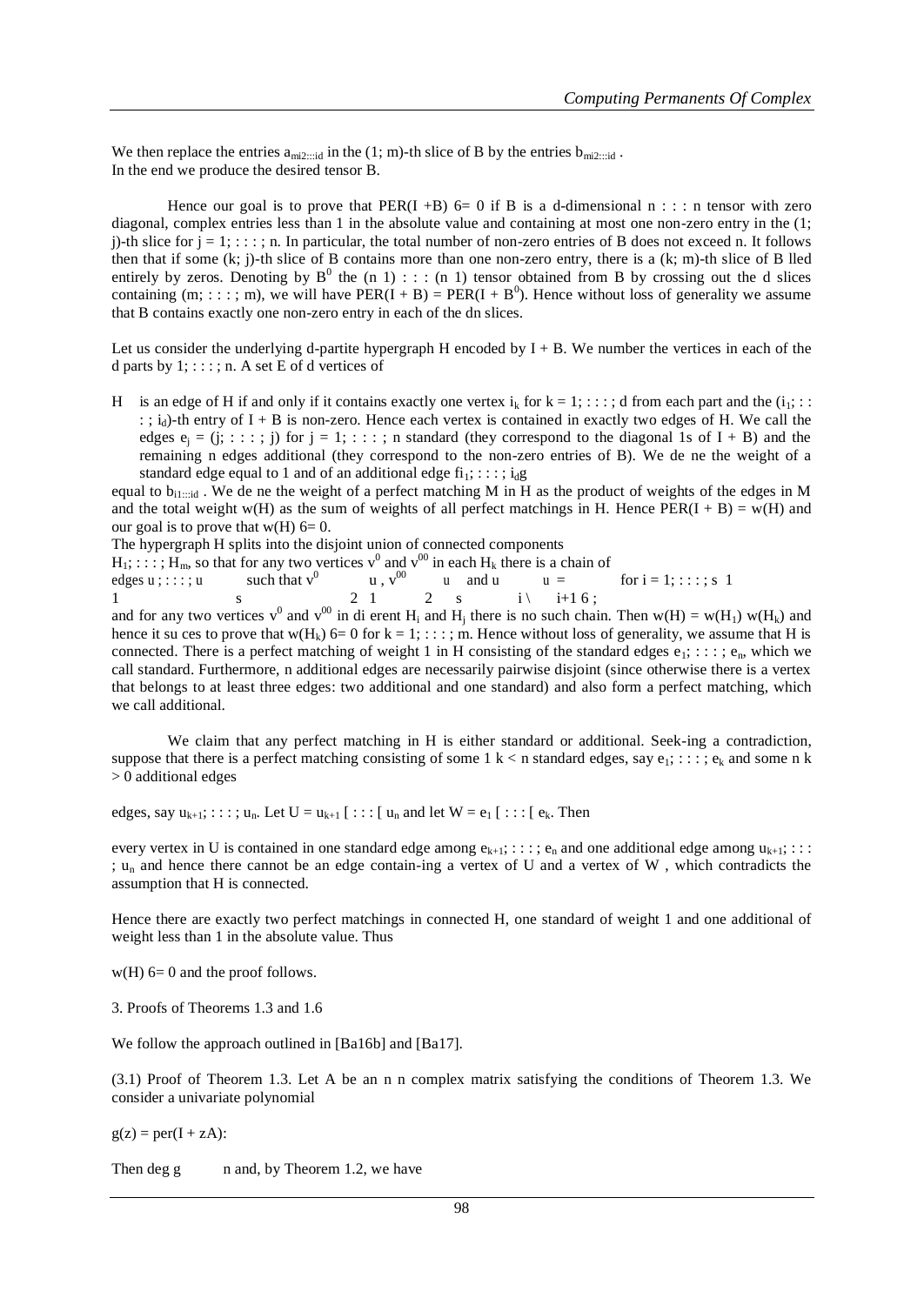We then replace the entries $a_{mi_2 \ldots i_d}$ in the $(1; m)$-th slice of B by the entries $b_{mi_2 \ldots i_d}$.
In the end we produce the desired tensor B.

Hence our goal is to prove that $\mathrm{PER}(I + B) \neq 0$ if B is a d-dimensional $n \times \ldots \times n$ tensor with zero diagonal, complex entries less than 1 in the absolute value and containing at most one non-zero entry in the $(1; j)$-th slice for $j = 1; \ldots; n$. In particular, the total number of non-zero entries of B does not exceed n. It follows then that if some $(k; j)$-th slice of B contains more than one non-zero entry, there is a $(k; m)$-th slice of B filled entirely by zeros. Denoting by $B^0$ the $(n-1) \times \ldots \times (n-1)$ tensor obtained from B by crossing out the d slices containing $(m; \ldots; m)$, we will have $\mathrm{PER}(I + B) = \mathrm{PER}(I + B^0)$. Hence without loss of generality we assume that B contains exactly one non-zero entry in each of the dn slices.

Let us consider the underlying d-partite hypergraph H encoded by $I + B$. We number the vertices in each of the d parts by $1; \ldots; n$. A set E of d vertices of

H is an edge of H if and only if it contains exactly one vertex $i_k$ for $k = 1; \ldots; d$ from each part and the $(i_1; \ldots; i_d)$-th entry of $I + B$ is non-zero. Hence each vertex is contained in exactly two edges of H. We call the edges $e_j = (j; \ldots; j)$ for $j = 1; \ldots; n$ standard (they correspond to the diagonal 1s of $I + B$) and the remaining n edges additional (they correspond to the non-zero entries of B). We define the weight of a standard edge equal to 1 and of an additional edge $\{i_1; \ldots; i_d\}$ equal to $b_{i_1 \ldots i_d}$. We define the weight of a perfect matching M in H as the product of weights of the edges in M and the total weight $w(H)$ as the sum of weights of all perfect matchings in H. Hence $\mathrm{PER}(I + B) = w(H)$ and our goal is to prove that $w(H) \neq 0$.

The hypergraph H splits into the disjoint union of connected components $H_1; \ldots; H_m$, so that for any two vertices $v^0$ and $v^{00}$ in each $H_k$ there is a chain of edges $u_1; \ldots; u_s$ such that $v^0 \in u_1$, $v^{00} \in u_2$ and $u_i \cap u_{i+1} \neq \emptyset$ for $i = 1; \ldots; s-1$ and for any two vertices $v^0$ and $v^{00}$ in different $H_i$ and $H_j$ there is no such chain. Then $w(H) = w(H_1) \cdots w(H_k)$ and hence it suffices to prove that $w(H_k) \neq 0$ for $k = 1; \ldots; m$. Hence without loss of generality, we assume that H is connected. There is a perfect matching of weight 1 in H consisting of the standard edges $e_1; \ldots; e_n$, which we call standard. Furthermore, n additional edges are necessarily pairwise disjoint (since otherwise there is a vertex that belongs to at least three edges: two additional and one standard) and also form a perfect matching, which we call additional.

We claim that any perfect matching in H is either standard or additional. Seek-ing a contradiction, suppose that there is a perfect matching consisting of some $1 \leq k < n$ standard edges, say $e_1; \ldots; e_k$ and some $n - k > 0$ additional edges

edges, say $u_{k+1}; \ldots; u_n$. Let $U = u_{k+1} \cup \ldots \cup u_n$ and let $W = e_1 \cup \ldots \cup e_k$. Then

every vertex in U is contained in one standard edge among $e_{k+1}; \ldots; e_n$ and one additional edge among $u_{k+1}; \ldots; u_n$ and hence there cannot be an edge contain-ing a vertex of U and a vertex of W, which contradicts the assumption that H is connected.

Hence there are exactly two perfect matchings in connected H, one standard of weight 1 and one additional of weight less than 1 in the absolute value. Thus

$w(H) \neq 0$ and the proof follows.

## 3. Proofs of Theorems 1.3 and 1.6

We follow the approach outlined in [Ba16b] and [Ba17].

(3.1) Proof of Theorem 1.3. Let A be an $n \times n$ complex matrix satisfying the conditions of Theorem 1.3. We consider a univariate polynomial

$g(z) = \mathrm{per}(I + zA)$:

Then $\deg g \leq n$ and, by Theorem 1.2, we have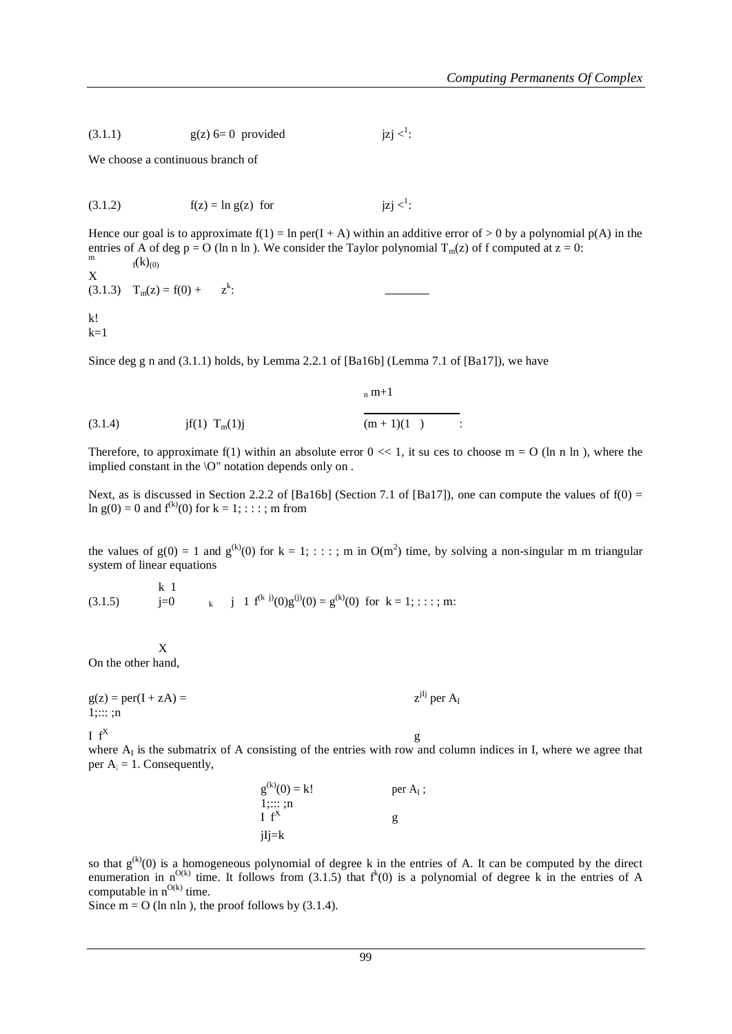(3.1.1) $\qquad g(z) \neq 0$ provided $\qquad |z| < \frac{1}{\delta}$:

We choose a continuous branch of

(3.1.2) $\qquad f(z) = \ln g(z)$ for $\qquad |z| < \frac{1}{\delta}$:

Hence our goal is to approximate $f(1) = \ln \operatorname{per}(I + A)$ within an additive error of $\epsilon > 0$ by a polynomial $p(A)$ in the entries of $A$ of deg $p = O(\ln n - \ln \epsilon)$. We consider the Taylor polynomial $T_m(z)$ of $f$ computed at $z = 0$:

$$(3.1.3) \quad T_m(z) = f(0) + \sum_{k=1}^{m} \frac{f^{(k)}(0)}{k!} z^k:$$

Since deg $g \leq n$ and (3.1.1) holds, by Lemma 2.2.1 of [Ba16b] (Lemma 7.1 of [Ba17]), we have

$$(3.1.4) \qquad |f(1) - T_m(1)| \leq \frac{n\delta^{m+1}}{(m+1)(1-\delta)}:$$

Therefore, to approximate $f(1)$ within an absolute error $0 < \epsilon << 1$, it suffices to choose $m = O(\ln n - \ln \epsilon)$, where the implied constant in the "O" notation depends only on $\delta$.

Next, as is discussed in Section 2.2.2 of [Ba16b] (Section 7.1 of [Ba17]), one can compute the values of $f(0) = \ln g(0) = 0$ and $f^{(k)}(0)$ for $k = 1; \ldots; m$ from

the values of $g(0) = 1$ and $g^{(k)}(0)$ for $k = 1; \ldots; m$ in $O(m^2)$ time, by solving a non-singular $m \times m$ triangular system of linear equations

$$(3.1.5) \qquad \sum_{j=0}^{k-1} \binom{k-1}{j} f^{(k-j)}(0) g^{(j)}(0) = g^{(k)}(0) \text{ for } k = 1; \ldots; m:$$

On the other hand,

$$g(z) = \operatorname{per}(I + zA) = \sum_{I \subset \{1;\ldots;n\}} z^{|I|} \operatorname{per} A_I$$

where $A_I$ is the submatrix of $A$ consisting of the entries with row and column indices in $I$, where we agree that $\operatorname{per} A_{\emptyset} = 1$. Consequently,

$$g^{(k)}(0) = k! \sum_{\substack{I \subset \{1;\ldots;n\} \\ |I|=k}} \operatorname{per} A_I;$$

so that $g^{(k)}(0)$ is a homogeneous polynomial of degree $k$ in the entries of $A$. It can be computed by the direct enumeration in $n^{O(k)}$ time. It follows from (3.1.5) that $f^{k}(0)$ is a polynomial of degree $k$ in the entries of $A$ computable in $n^{O(k)}$ time.

Since $m = O(\ln n - \ln \epsilon)$, the proof follows by (3.1.4).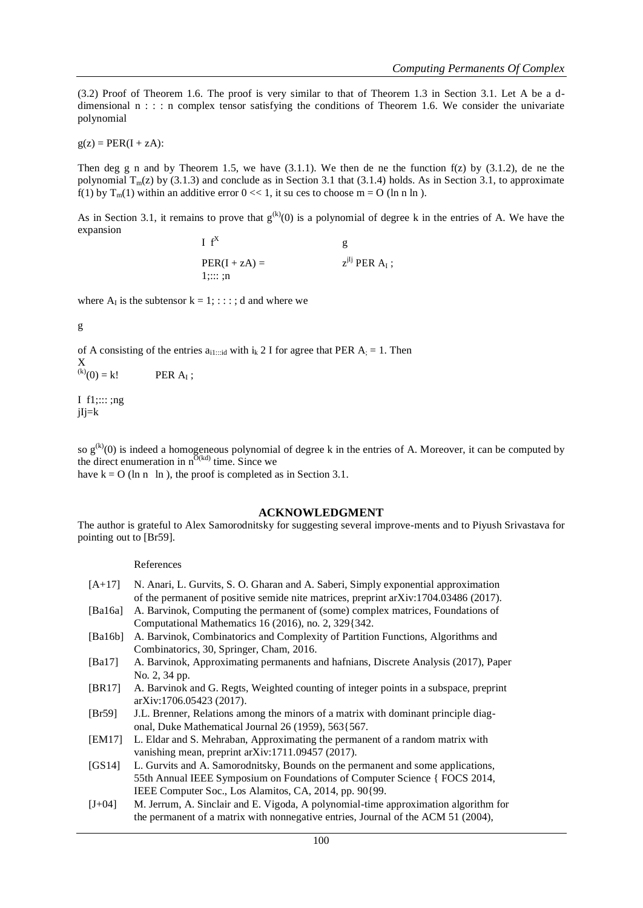(3.2) Proof of Theorem 1.6. The proof is very similar to that of Theorem 1.3 in Section 3.1. Let A be a d-dimensional $n \times \ldots \times n$ complex tensor satisfying the conditions of Theorem 1.6. We consider the univariate polynomial

$$g(z) = \text{PER}(I + zA).$$

Then deg g n and by Theorem 1.5, we have (3.1.1). We then define the function f(z) by (3.1.2), define the polynomial $T_m(z)$ by (3.1.3) and conclude as in Section 3.1 that (3.1.4) holds. As in Section 3.1, to approximate f(1) by $T_m(1)$ within an additive error $0 << 1$, it suffices to choose $m = O(\ln n \ln)$.

As in Section 3.1, it remains to prove that $g^{(k)}(0)$ is a polynomial of degree k in the entries of A. We have the expansion

$$\text{PER}(I + zA) = \sum_{I \subset \{1, \ldots, n\}} z^{|I|} \text{PER } A_I ;$$

where $A_I$ is the subtensor of A consisting of the entries $a_{i_1 \ldots i_d}$ with $i_k \in I$ for $k = 1, \ldots, d$ and where we agree that $\text{PER } A_{\emptyset} = 1$. Then

$$g^{(k)}(0) = k! \sum_{\substack{I \subset \{1, \ldots, n\} \\ |I|=k}} \text{PER } A_I ;$$

so $g^{(k)}(0)$ is indeed a homogeneous polynomial of degree k in the entries of A. Moreover, it can be computed by the direct enumeration in $n^{O(kd)}$ time. Since we have $k = O(\ln n \ln)$, the proof is completed as in Section 3.1.

## ACKNOWLEDGMENT

The author is grateful to Alex Samorodnitsky for suggesting several improve-ments and to Piyush Srivastava for pointing out to [Br59].

### References

[A+17] N. Anari, L. Gurvits, S. O. Gharan and A. Saberi, Simply exponential approximation of the permanent of positive semidefinite matrices, preprint arXiv:1704.03486 (2017).

[Ba16a] A. Barvinok, Computing the permanent of (some) complex matrices, Foundations of Computational Mathematics 16 (2016), no. 2, 329–342.

[Ba16b] A. Barvinok, Combinatorics and Complexity of Partition Functions, Algorithms and Combinatorics, 30, Springer, Cham, 2016.

[Ba17] A. Barvinok, Approximating permanents and hafnians, Discrete Analysis (2017), Paper No. 2, 34 pp.

[BR17] A. Barvinok and G. Regts, Weighted counting of integer points in a subspace, preprint arXiv:1706.05423 (2017).

[Br59] J.L. Brenner, Relations among the minors of a matrix with dominant principle diag-onal, Duke Mathematical Journal 26 (1959), 563–567.

[EM17] L. Eldar and S. Mehraban, Approximating the permanent of a random matrix with vanishing mean, preprint arXiv:1711.09457 (2017).

[GS14] L. Gurvits and A. Samorodnitsky, Bounds on the permanent and some applications, 55th Annual IEEE Symposium on Foundations of Computer Science – FOCS 2014, IEEE Computer Soc., Los Alamitos, CA, 2014, pp. 90–99.

[J+04] M. Jerrum, A. Sinclair and E. Vigoda, A polynomial-time approximation algorithm for the permanent of a matrix with nonnegative entries, Journal of the ACM 51 (2004),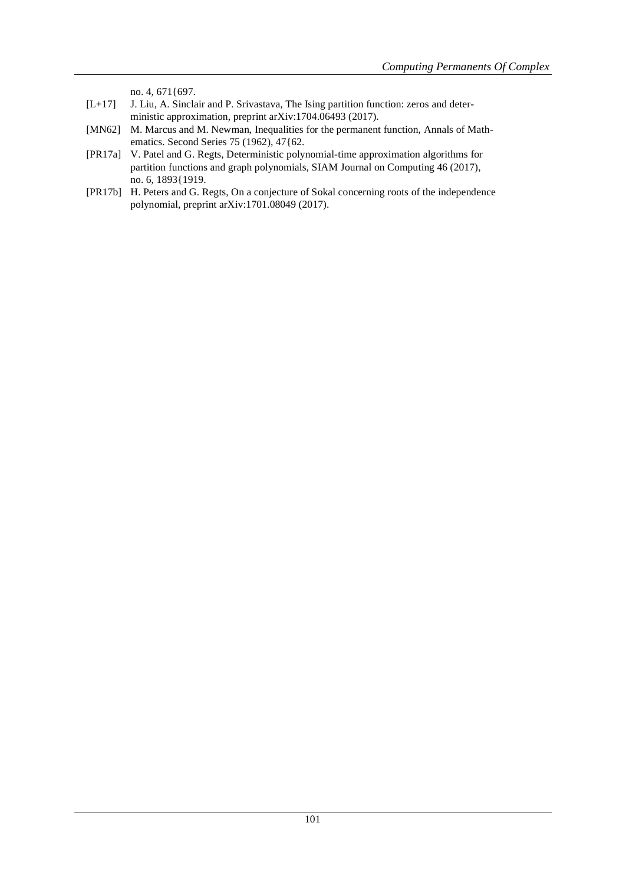no. 4, 671{697.

[L+17] J. Liu, A. Sinclair and P. Srivastava, The Ising partition function: zeros and deterministic approximation, preprint arXiv:1704.06493 (2017).

[MN62] M. Marcus and M. Newman, Inequalities for the permanent function, Annals of Mathematics. Second Series 75 (1962), 47{62.

[PR17a] V. Patel and G. Regts, Deterministic polynomial-time approximation algorithms for partition functions and graph polynomials, SIAM Journal on Computing 46 (2017), no. 6, 1893{1919.

[PR17b] H. Peters and G. Regts, On a conjecture of Sokal concerning roots of the independence polynomial, preprint arXiv:1701.08049 (2017).